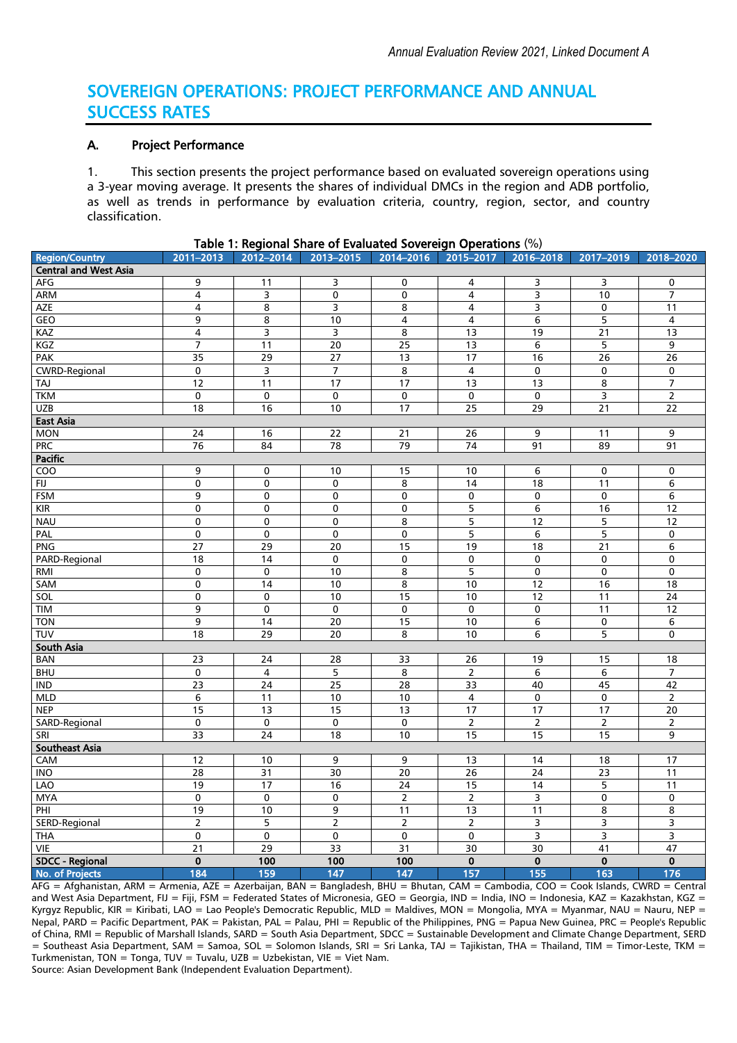# SOVEREIGN OPERATIONS: PROJECT PERFORMANCE AND ANNUAL SUCCESS RATES

## A. Project Performance

1. This section presents the project performance based on evaluated sovereign operations using a 3-year moving average. It presents the shares of individual DMCs in the region and ADB portfolio, as well as trends in performance by evaluation criteria, country, region, sector, and country classification.

**Table 1: Regional Share of Evaluated Sovereign Operations** (%)

| Region/Country | 2011–2013 | 2012–2014 | 2013–2015 | 2014–2016 | 2015–2017 | 2016–2018 | 2017–2019 | 2018–2020 |
|---|---|---|---|---|---|---|---|---|
| **Central and West Asia** | | | | | | | | |
| AFG | 9 | 11 | 3 | 0 | 4 | 3 | 3 | 0 |
| ARM | 4 | 3 | 0 | 0 | 4 | 3 | 10 | 7 |
| AZE | 4 | 8 | 3 | 8 | 4 | 3 | 0 | 11 |
| GEO | 9 | 8 | 10 | 4 | 4 | 6 | 5 | 4 |
| KAZ | 4 | 3 | 3 | 8 | 13 | 19 | 21 | 13 |
| KGZ | 7 | 11 | 20 | 25 | 13 | 6 | 5 | 9 |
| PAK | 35 | 29 | 27 | 13 | 17 | 16 | 26 | 26 |
| CWRD-Regional | 0 | 3 | 7 | 8 | 4 | 0 | 0 | 0 |
| TAJ | 12 | 11 | 17 | 17 | 13 | 13 | 8 | 7 |
| TKM | 0 | 0 | 0 | 0 | 0 | 0 | 3 | 2 |
| UZB | 18 | 16 | 10 | 17 | 25 | 29 | 21 | 22 |
| **East Asia** | | | | | | | | |
| MON | 24 | 16 | 22 | 21 | 26 | 9 | 11 | 9 |
| PRC | 76 | 84 | 78 | 79 | 74 | 91 | 89 | 91 |
| **Pacific** | | | | | | | | |
| COO | 9 | 0 | 10 | 15 | 10 | 6 | 0 | 0 |
| FIJ | 0 | 0 | 0 | 8 | 14 | 18 | 11 | 6 |
| FSM | 9 | 0 | 0 | 0 | 0 | 0 | 0 | 6 |
| KIR | 0 | 0 | 0 | 0 | 5 | 6 | 16 | 12 |
| NAU | 0 | 0 | 0 | 8 | 5 | 12 | 5 | 12 |
| PAL | 0 | 0 | 0 | 0 | 5 | 6 | 5 | 0 |
| PNG | 27 | 29 | 20 | 15 | 19 | 18 | 21 | 6 |
| PARD-Regional | 18 | 14 | 0 | 0 | 0 | 0 | 0 | 0 |
| RMI | 0 | 0 | 10 | 8 | 5 | 0 | 0 | 0 |
| SAM | 0 | 14 | 10 | 8 | 10 | 12 | 16 | 18 |
| SOL | 0 | 0 | 10 | 15 | 10 | 12 | 11 | 24 |
| TIM | 9 | 0 | 0 | 0 | 0 | 0 | 11 | 12 |
| TON | 9 | 14 | 20 | 15 | 10 | 6 | 0 | 6 |
| TUV | 18 | 29 | 20 | 8 | 10 | 6 | 5 | 0 |
| **South Asia** | | | | | | | | |
| BAN | 23 | 24 | 28 | 33 | 26 | 19 | 15 | 18 |
| BHU | 0 | 4 | 5 | 8 | 2 | 6 | 6 | 7 |
| IND | 23 | 24 | 25 | 28 | 33 | 40 | 45 | 42 |
| MLD | 6 | 11 | 10 | 10 | 4 | 0 | 0 | 2 |
| NEP | 15 | 13 | 15 | 13 | 17 | 17 | 17 | 20 |
| SARD-Regional | 0 | 0 | 0 | 0 | 2 | 2 | 2 | 2 |
| SRI | 33 | 24 | 18 | 10 | 15 | 15 | 15 | 9 |
| **Southeast Asia** | | | | | | | | |
| CAM | 12 | 10 | 9 | 9 | 13 | 14 | 18 | 17 |
| INO | 28 | 31 | 30 | 20 | 26 | 24 | 23 | 11 |
| LAO | 19 | 17 | 16 | 24 | 15 | 14 | 5 | 11 |
| MYA | 0 | 0 | 0 | 2 | 2 | 3 | 0 | 0 |
| PHI | 19 | 10 | 9 | 11 | 13 | 11 | 8 | 8 |
| SERD-Regional | 2 | 5 | 2 | 2 | 2 | 3 | 3 | 3 |
| THA | 0 | 0 | 0 | 0 | 0 | 3 | 3 | 3 |
| VIE | 21 | 29 | 33 | 31 | 30 | 30 | 41 | 47 |
| **SDCC - Regional** | **0** | **100** | **100** | **100** | **0** | **0** | **0** | **0** |
| **No. of Projects** | **184** | **159** | **147** | **147** | **157** | **155** | **163** | **176** |

AFG = Afghanistan, ARM = Armenia, AZE = Azerbaijan, BAN = Bangladesh, BHU = Bhutan, CAM = Cambodia, COO = Cook Islands, CWRD = Central and West Asia Department, FIJ = Fiji, FSM = Federated States of Micronesia, GEO = Georgia, IND = India, INO = Indonesia, KAZ = Kazakhstan, KGZ = Kyrgyz Republic, KIR = Kiribati, LAO = Lao People's Democratic Republic, MLD = Maldives, MON = Mongolia, MYA = Myanmar, NAU = Nauru, NEP = Nepal, PARD = Pacific Department, PAK = Pakistan, PAL = Palau, PHI = Republic of the Philippines, PNG = Papua New Guinea, PRC = People's Republic of China, RMI = Republic of Marshall Islands, SARD = South Asia Department, SDCC = Sustainable Development and Climate Change Department, SERD = Southeast Asia Department, SAM = Samoa, SOL = Solomon Islands, SRI = Sri Lanka, TAJ = Tajikistan, THA = Thailand, TIM = Timor-Leste, TKM = Turkmenistan, TON = Tonga, TUV = Tuvalu, UZB = Uzbekistan, VIE = Viet Nam.

Source: Asian Development Bank (Independent Evaluation Department).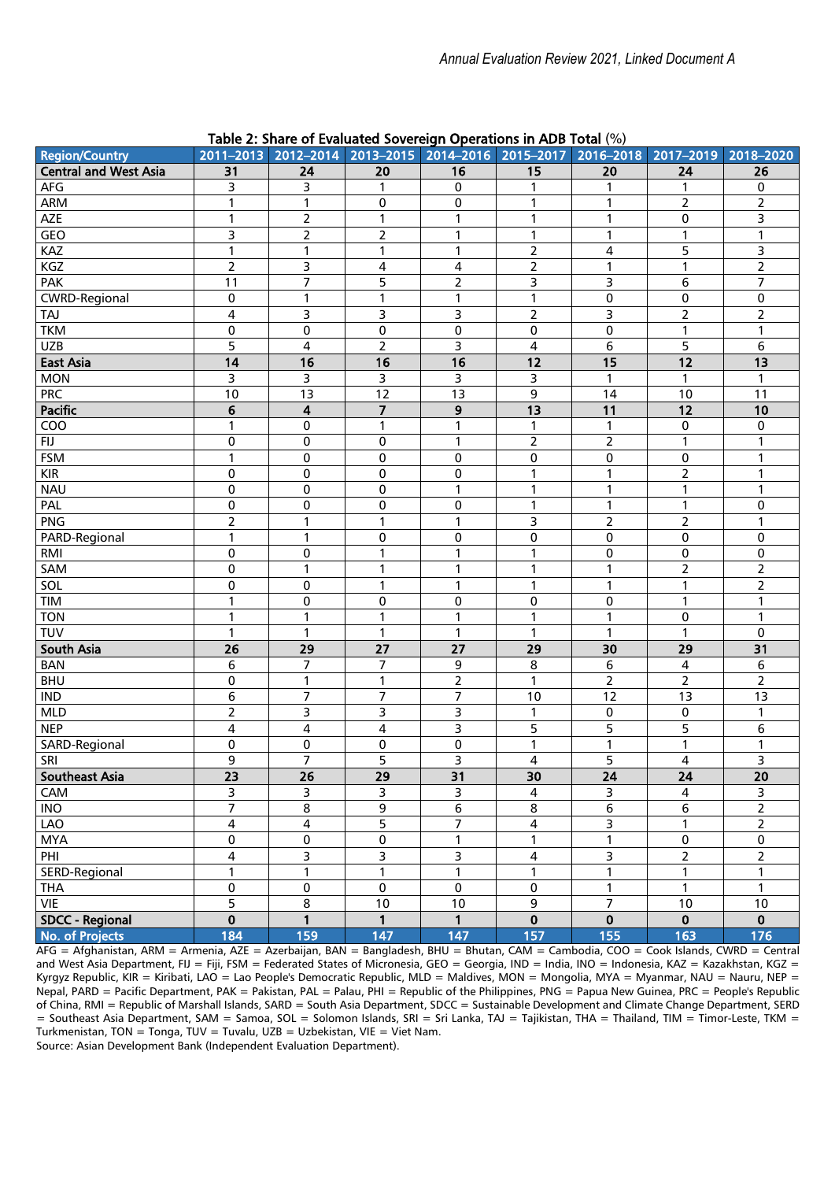Table 2: Share of Evaluated Sovereign Operations in ADB Total (%)

| Region/Country | 2011–2013 | 2012–2014 | 2013–2015 | 2014–2016 | 2015–2017 | 2016–2018 | 2017–2019 | 2018–2020 |
|---|---|---|---|---|---|---|---|---|
| **Central and West Asia** | **31** | **24** | **20** | **16** | **15** | **20** | **24** | **26** |
| AFG | 3 | 3 | 1 | 0 | 1 | 1 | 1 | 0 |
| ARM | 1 | 1 | 0 | 0 | 1 | 1 | 2 | 2 |
| AZE | 1 | 2 | 1 | 1 | 1 | 1 | 0 | 3 |
| GEO | 3 | 2 | 2 | 1 | 1 | 1 | 1 | 1 |
| KAZ | 1 | 1 | 1 | 1 | 2 | 4 | 5 | 3 |
| KGZ | 2 | 3 | 4 | 4 | 2 | 1 | 1 | 2 |
| PAK | 11 | 7 | 5 | 2 | 3 | 3 | 6 | 7 |
| CWRD-Regional | 0 | 1 | 1 | 1 | 1 | 0 | 0 | 0 |
| TAJ | 4 | 3 | 3 | 3 | 2 | 3 | 2 | 2 |
| TKM | 0 | 0 | 0 | 0 | 0 | 0 | 1 | 1 |
| UZB | 5 | 4 | 2 | 3 | 4 | 6 | 5 | 6 |
| **East Asia** | **14** | **16** | **16** | **16** | **12** | **15** | **12** | **13** |
| MON | 3 | 3 | 3 | 3 | 3 | 1 | 1 | 1 |
| PRC | 10 | 13 | 12 | 13 | 9 | 14 | 10 | 11 |
| **Pacific** | **6** | **4** | **7** | **9** | **13** | **11** | **12** | **10** |
| COO | 1 | 0 | 1 | 1 | 1 | 1 | 0 | 0 |
| FIJ | 0 | 0 | 0 | 1 | 2 | 2 | 1 | 1 |
| FSM | 1 | 0 | 0 | 0 | 0 | 0 | 0 | 1 |
| KIR | 0 | 0 | 0 | 0 | 1 | 1 | 2 | 1 |
| NAU | 0 | 0 | 0 | 1 | 1 | 1 | 1 | 1 |
| PAL | 0 | 0 | 0 | 0 | 1 | 1 | 1 | 0 |
| PNG | 2 | 1 | 1 | 1 | 3 | 2 | 2 | 1 |
| PARD-Regional | 1 | 1 | 0 | 0 | 0 | 0 | 0 | 0 |
| RMI | 0 | 0 | 1 | 1 | 1 | 0 | 0 | 0 |
| SAM | 0 | 1 | 1 | 1 | 1 | 1 | 2 | 2 |
| SOL | 0 | 0 | 1 | 1 | 1 | 1 | 1 | 2 |
| TIM | 1 | 0 | 0 | 0 | 0 | 0 | 1 | 1 |
| TON | 1 | 1 | 1 | 1 | 1 | 1 | 0 | 1 |
| TUV | 1 | 1 | 1 | 1 | 1 | 1 | 1 | 0 |
| **South Asia** | **26** | **29** | **27** | **27** | **29** | **30** | **29** | **31** |
| BAN | 6 | 7 | 7 | 9 | 8 | 6 | 4 | 6 |
| BHU | 0 | 1 | 1 | 2 | 1 | 2 | 2 | 2 |
| IND | 6 | 7 | 7 | 7 | 10 | 12 | 13 | 13 |
| MLD | 2 | 3 | 3 | 3 | 1 | 0 | 0 | 1 |
| NEP | 4 | 4 | 4 | 3 | 5 | 5 | 5 | 6 |
| SARD-Regional | 0 | 0 | 0 | 0 | 1 | 1 | 1 | 1 |
| SRI | 9 | 7 | 5 | 3 | 4 | 5 | 4 | 3 |
| **Southeast Asia** | **23** | **26** | **29** | **31** | **30** | **24** | **24** | **20** |
| CAM | 3 | 3 | 3 | 3 | 4 | 3 | 4 | 3 |
| INO | 7 | 8 | 9 | 6 | 8 | 6 | 6 | 2 |
| LAO | 4 | 4 | 5 | 7 | 4 | 3 | 1 | 2 |
| MYA | 0 | 0 | 0 | 1 | 1 | 1 | 0 | 0 |
| PHI | 4 | 3 | 3 | 3 | 4 | 3 | 2 | 2 |
| SERD-Regional | 1 | 1 | 1 | 1 | 1 | 1 | 1 | 1 |
| THA | 0 | 0 | 0 | 0 | 0 | 1 | 1 | 1 |
| VIE | 5 | 8 | 10 | 10 | 9 | 7 | 10 | 10 |
| **SDCC - Regional** | **0** | **1** | **1** | **1** | **0** | **0** | **0** | **0** |
| **No. of Projects** | **184** | **159** | **147** | **147** | **157** | **155** | **163** | **176** |

AFG = Afghanistan, ARM = Armenia, AZE = Azerbaijan, BAN = Bangladesh, BHU = Bhutan, CAM = Cambodia, COO = Cook Islands, CWRD = Central and West Asia Department, FIJ = Fiji, FSM = Federated States of Micronesia, GEO = Georgia, IND = India, INO = Indonesia, KAZ = Kazakhstan, KGZ = Kyrgyz Republic, KIR = Kiribati, LAO = Lao People's Democratic Republic, MLD = Maldives, MON = Mongolia, MYA = Myanmar, NAU = Nauru, NEP = Nepal, PARD = Pacific Department, PAK = Pakistan, PAL = Palau, PHI = Republic of the Philippines, PNG = Papua New Guinea, PRC = People's Republic of China, RMI = Republic of Marshall Islands, SARD = South Asia Department, SDCC = Sustainable Development and Climate Change Department, SERD = Southeast Asia Department, SAM = Samoa, SOL = Solomon Islands, SRI = Sri Lanka, TAJ = Tajikistan, THA = Thailand, TIM = Timor-Leste, TKM = Turkmenistan, TON = Tonga, TUV = Tuvalu, UZB = Uzbekistan, VIE = Viet Nam.

Source: Asian Development Bank (Independent Evaluation Department).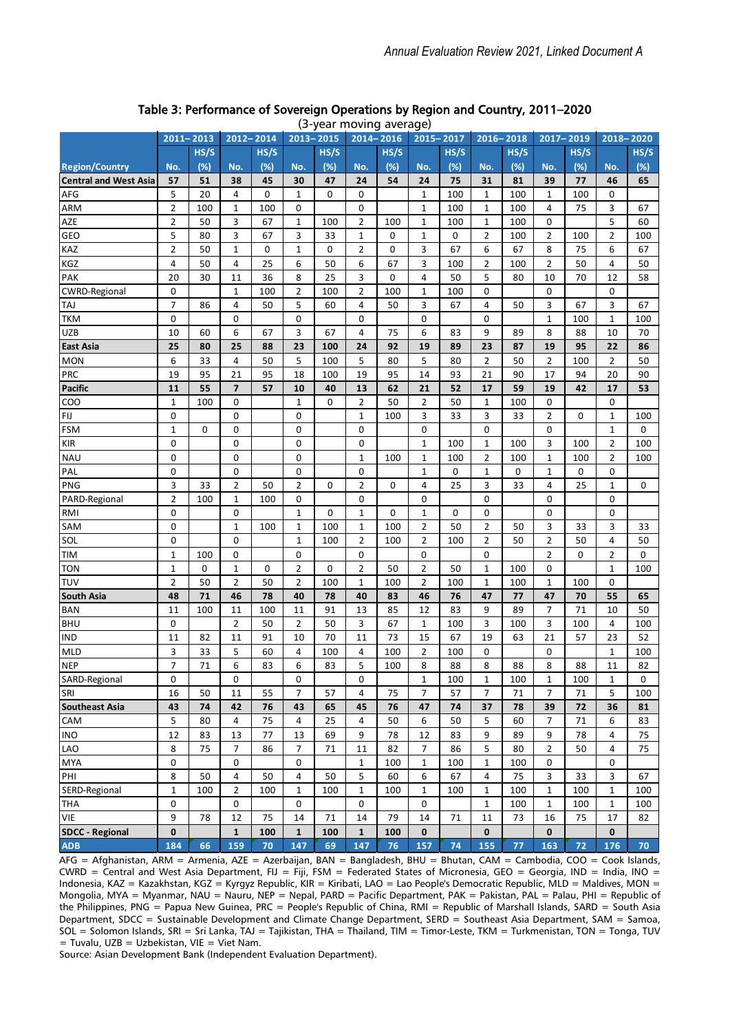## Table 3: Performance of Sovereign Operations by Region and Country, 2011–2020

(3-year moving average)

| Region/Country | 2011–2013 | | 2012–2014 | | 2013–2015 | | 2014–2016 | | 2015–2017 | | 2016–2018 | | 2017–2019 | | 2018–2020 | |
|---|---|---|---|---|---|---|---|---|---|---|---|---|---|---|---|---|
| | No. | HS/S (%) | No. | HS/S (%) | No. | HS/S (%) | No. | HS/S (%) | No. | HS/S (%) | No. | HS/S (%) | No. | HS/S (%) | No. | HS/S (%) |
| **Central and West Asia** | **57** | **51** | **38** | **45** | **30** | **47** | **24** | **54** | **24** | **75** | **31** | **81** | **39** | **77** | **46** | **65** |
| AFG | 5 | 20 | 4 | 0 | 1 | 0 | 0 | | 1 | 100 | 1 | 100 | 1 | 100 | 0 | |
| ARM | 2 | 100 | 1 | 100 | 0 | | 0 | | 1 | 100 | 1 | 100 | 4 | 75 | 3 | 67 |
| AZE | 2 | 50 | 3 | 67 | 1 | 100 | 2 | 100 | 1 | 100 | 1 | 100 | 0 | | 5 | 60 |
| GEO | 5 | 80 | 3 | 67 | 3 | 33 | 1 | 0 | 1 | 0 | 2 | 100 | 2 | 100 | 2 | 100 |
| KAZ | 2 | 50 | 1 | 0 | 1 | 0 | 2 | 0 | 3 | 67 | 6 | 67 | 8 | 75 | 6 | 67 |
| KGZ | 4 | 50 | 4 | 25 | 6 | 50 | 6 | 67 | 3 | 100 | 2 | 100 | 2 | 50 | 4 | 50 |
| PAK | 20 | 30 | 11 | 36 | 8 | 25 | 3 | 0 | 4 | 50 | 5 | 80 | 10 | 70 | 12 | 58 |
| CWRD-Regional | 0 | | 1 | 100 | 2 | 100 | 2 | 100 | 1 | 100 | 0 | | 0 | | 0 | |
| TAJ | 7 | 86 | 4 | 50 | 5 | 60 | 4 | 50 | 3 | 67 | 4 | 50 | 3 | 67 | 3 | 67 |
| TKM | 0 | | 0 | | 0 | | 0 | | 0 | | 0 | | 1 | 100 | 1 | 100 |
| UZB | 10 | 60 | 6 | 67 | 3 | 67 | 4 | 75 | 6 | 83 | 9 | 89 | 8 | 88 | 10 | 70 |
| **East Asia** | **25** | **80** | **25** | **88** | **23** | **100** | **24** | **92** | **19** | **89** | **23** | **87** | **19** | **95** | **22** | **86** |
| MON | 6 | 33 | 4 | 50 | 5 | 100 | 5 | 80 | 5 | 80 | 2 | 50 | 2 | 100 | 2 | 50 |
| PRC | 19 | 95 | 21 | 95 | 18 | 100 | 19 | 95 | 14 | 93 | 21 | 90 | 17 | 94 | 20 | 90 |
| **Pacific** | **11** | **55** | **7** | **57** | **10** | **40** | **13** | **62** | **21** | **52** | **17** | **59** | **19** | **42** | **17** | **53** |
| COO | 1 | 100 | 0 | | 1 | 0 | 2 | 50 | 2 | 50 | 1 | 100 | 0 | | 0 | |
| FIJ | 0 | | 0 | | 0 | | 1 | 100 | 3 | 33 | 3 | 33 | 2 | 0 | 1 | 100 |
| FSM | 1 | 0 | 0 | | 0 | | 0 | | 0 | | 0 | | 0 | | 1 | 0 |
| KIR | 0 | | 0 | | 0 | | 0 | | 1 | 100 | 1 | 100 | 3 | 100 | 2 | 100 |
| NAU | 0 | | 0 | | 0 | | 1 | 100 | 1 | 100 | 2 | 100 | 1 | 100 | 2 | 100 |
| PAL | 0 | | 0 | | 0 | | 0 | | 1 | 0 | 1 | 0 | 1 | 0 | 0 | |
| PNG | 3 | 33 | 2 | 50 | 2 | 0 | 2 | 0 | 4 | 25 | 3 | 33 | 4 | 25 | 1 | 0 |
| PARD-Regional | 2 | 100 | 1 | 100 | 0 | | 0 | | 0 | | 0 | | 0 | | 0 | |
| RMI | 0 | | 0 | | 1 | 0 | 1 | 0 | 1 | 0 | 0 | | 0 | | 0 | |
| SAM | 0 | | 1 | 100 | 1 | 100 | 1 | 100 | 2 | 50 | 2 | 50 | 3 | 33 | 3 | 33 |
| SOL | 0 | | 0 | | 1 | 100 | 2 | 100 | 2 | 100 | 2 | 50 | 2 | 50 | 4 | 50 |
| TIM | 1 | 100 | 0 | | 0 | | 0 | | 0 | | 0 | | 2 | 0 | 2 | 0 |
| TON | 1 | 0 | 1 | 0 | 2 | 0 | 2 | 50 | 2 | 50 | 1 | 100 | 0 | | 1 | 100 |
| TUV | 2 | 50 | 2 | 50 | 2 | 100 | 1 | 100 | 2 | 100 | 1 | 100 | 1 | 100 | 0 | |
| **South Asia** | **48** | **71** | **46** | **78** | **40** | **78** | **40** | **83** | **46** | **76** | **47** | **77** | **47** | **70** | **55** | **65** |
| BAN | 11 | 100 | 11 | 100 | 11 | 91 | 13 | 85 | 12 | 83 | 9 | 89 | 7 | 71 | 10 | 50 |
| BHU | 0 | | 2 | 50 | 2 | 50 | 3 | 67 | 1 | 100 | 3 | 100 | 3 | 100 | 4 | 100 |
| IND | 11 | 82 | 11 | 91 | 10 | 70 | 11 | 73 | 15 | 67 | 19 | 63 | 21 | 57 | 23 | 52 |
| MLD | 3 | 33 | 5 | 60 | 4 | 100 | 4 | 100 | 2 | 100 | 0 | | 0 | | 1 | 100 |
| NEP | 7 | 71 | 6 | 83 | 6 | 83 | 5 | 100 | 8 | 88 | 8 | 88 | 8 | 88 | 11 | 82 |
| SARD-Regional | 0 | | 0 | | 0 | | 0 | | 1 | 100 | 1 | 100 | 1 | 100 | 1 | 0 |
| SRI | 16 | 50 | 11 | 55 | 7 | 57 | 4 | 75 | 7 | 57 | 7 | 71 | 7 | 71 | 5 | 100 |
| **Southeast Asia** | **43** | **74** | **42** | **76** | **43** | **65** | **45** | **76** | **47** | **74** | **37** | **78** | **39** | **72** | **36** | **81** |
| CAM | 5 | 80 | 4 | 75 | 4 | 25 | 4 | 50 | 6 | 50 | 5 | 60 | 7 | 71 | 6 | 83 |
| INO | 12 | 83 | 13 | 77 | 13 | 69 | 9 | 78 | 12 | 83 | 9 | 89 | 9 | 78 | 4 | 75 |
| LAO | 8 | 75 | 7 | 86 | 7 | 71 | 11 | 82 | 7 | 86 | 5 | 80 | 2 | 50 | 4 | 75 |
| MYA | 0 | | 0 | | 0 | | 1 | 100 | 1 | 100 | 1 | 100 | 0 | | 0 | |
| PHI | 8 | 50 | 4 | 50 | 4 | 50 | 5 | 60 | 6 | 67 | 4 | 75 | 3 | 33 | 3 | 67 |
| SERD-Regional | 1 | 100 | 2 | 100 | 1 | 100 | 1 | 100 | 1 | 100 | 1 | 100 | 1 | 100 | 1 | 100 |
| THA | 0 | | 0 | | 0 | | 0 | | 0 | | 1 | 100 | 1 | 100 | 1 | 100 |
| VIE | 9 | 78 | 12 | 75 | 14 | 71 | 14 | 79 | 14 | 71 | 11 | 73 | 16 | 75 | 17 | 82 |
| **SDCC - Regional** | **0** | | **1** | **100** | **1** | **100** | **1** | **100** | **0** | | **0** | | **0** | | **0** | |
| **ADB** | **184** | **66** | **159** | **70** | **147** | **69** | **147** | **76** | **157** | **74** | **155** | **77** | **163** | **72** | **176** | **70** |

AFG = Afghanistan, ARM = Armenia, AZE = Azerbaijan, BAN = Bangladesh, BHU = Bhutan, CAM = Cambodia, COO = Cook Islands, CWRD = Central and West Asia Department, FIJ = Fiji, FSM = Federated States of Micronesia, GEO = Georgia, IND = India, INO = Indonesia, KAZ = Kazakhstan, KGZ = Kyrgyz Republic, KIR = Kiribati, LAO = Lao People's Democratic Republic, MLD = Maldives, MON = Mongolia, MYA = Myanmar, NAU = Nauru, NEP = Nepal, PARD = Pacific Department, PAK = Pakistan, PAL = Palau, PHI = Republic of the Philippines, PNG = Papua New Guinea, PRC = People's Republic of China, RMI = Republic of Marshall Islands, SARD = South Asia Department, SDCC = Sustainable Development and Climate Change Department, SERD = Southeast Asia Department, SAM = Samoa, SOL = Solomon Islands, SRI = Sri Lanka, TAJ = Tajikistan, THA = Thailand, TIM = Timor-Leste, TKM = Turkmenistan, TON = Tonga, TUV = Tuvalu, UZB = Uzbekistan, VIE = Viet Nam.

Source: Asian Development Bank (Independent Evaluation Department).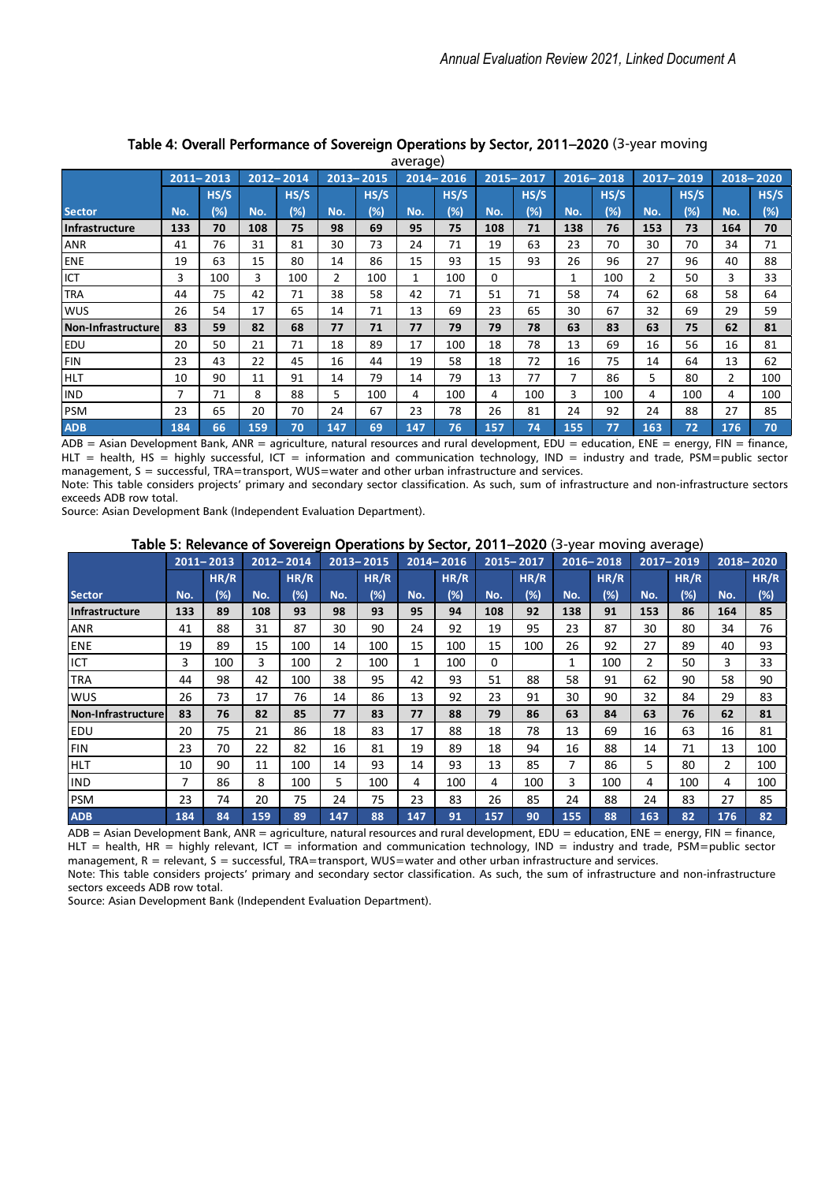### Table 4: Overall Performance of Sovereign Operations by Sector, 2011–2020 (3-year moving average)

| Sector | 2011–2013 | | 2012–2014 | | 2013–2015 | | 2014–2016 | | 2015–2017 | | 2016–2018 | | 2017–2019 | | 2018–2020 | |
|---|---|---|---|---|---|---|---|---|---|---|---|---|---|---|---|---|
| | No. | HS/S (%) | No. | HS/S (%) | No. | HS/S (%) | No. | HS/S (%) | No. | HS/S (%) | No. | HS/S (%) | No. | HS/S (%) | No. | HS/S (%) |
| **Infrastructure** | **133** | **70** | **108** | **75** | **98** | **69** | **95** | **75** | **108** | **71** | **138** | **76** | **153** | **73** | **164** | **70** |
| ANR | 41 | 76 | 31 | 81 | 30 | 73 | 24 | 71 | 19 | 63 | 23 | 70 | 30 | 70 | 34 | 71 |
| ENE | 19 | 63 | 15 | 80 | 14 | 86 | 15 | 93 | 15 | 93 | 26 | 96 | 27 | 96 | 40 | 88 |
| ICT | 3 | 100 | 3 | 100 | 2 | 100 | 1 | 100 | 0 | | 1 | 100 | 2 | 50 | 3 | 33 |
| TRA | 44 | 75 | 42 | 71 | 38 | 58 | 42 | 71 | 51 | 71 | 58 | 74 | 62 | 68 | 58 | 64 |
| WUS | 26 | 54 | 17 | 65 | 14 | 71 | 13 | 69 | 23 | 65 | 30 | 67 | 32 | 69 | 29 | 59 |
| **Non-Infrastructure** | **83** | **59** | **82** | **68** | **77** | **71** | **77** | **79** | **79** | **78** | **63** | **83** | **63** | **75** | **62** | **81** |
| EDU | 20 | 50 | 21 | 71 | 18 | 89 | 17 | 100 | 18 | 78 | 13 | 69 | 16 | 56 | 16 | 81 |
| FIN | 23 | 43 | 22 | 45 | 16 | 44 | 19 | 58 | 18 | 72 | 16 | 75 | 14 | 64 | 13 | 62 |
| HLT | 10 | 90 | 11 | 91 | 14 | 79 | 14 | 79 | 13 | 77 | 7 | 86 | 5 | 80 | 2 | 100 |
| IND | 7 | 71 | 8 | 88 | 5 | 100 | 4 | 100 | 4 | 100 | 3 | 100 | 4 | 100 | 4 | 100 |
| PSM | 23 | 65 | 20 | 70 | 24 | 67 | 23 | 78 | 26 | 81 | 24 | 92 | 24 | 88 | 27 | 85 |
| **ADB** | **184** | **66** | **159** | **70** | **147** | **69** | **147** | **76** | **157** | **74** | **155** | **77** | **163** | **72** | **176** | **70** |

ADB = Asian Development Bank, ANR = agriculture, natural resources and rural development, EDU = education, ENE = energy, FIN = finance, HLT = health, HS = highly successful, ICT = information and communication technology, IND = industry and trade, PSM=public sector management, S = successful, TRA=transport, WUS=water and other urban infrastructure and services.

Note: This table considers projects' primary and secondary sector classification. As such, sum of infrastructure and non-infrastructure sectors exceeds ADB row total.

Source: Asian Development Bank (Independent Evaluation Department).

### Table 5: Relevance of Sovereign Operations by Sector, 2011–2020 (3-year moving average)

| Sector | 2011–2013 | | 2012–2014 | | 2013–2015 | | 2014–2016 | | 2015–2017 | | 2016–2018 | | 2017–2019 | | 2018–2020 | |
|---|---|---|---|---|---|---|---|---|---|---|---|---|---|---|---|---|
| | No. | HR/R (%) | No. | HR/R (%) | No. | HR/R (%) | No. | HR/R (%) | No. | HR/R (%) | No. | HR/R (%) | No. | HR/R (%) | No. | HR/R (%) |
| **Infrastructure** | **133** | **89** | **108** | **93** | **98** | **93** | **95** | **94** | **108** | **92** | **138** | **91** | **153** | **86** | **164** | **85** |
| ANR | 41 | 88 | 31 | 87 | 30 | 90 | 24 | 92 | 19 | 95 | 23 | 87 | 30 | 80 | 34 | 76 |
| ENE | 19 | 89 | 15 | 100 | 14 | 100 | 15 | 100 | 15 | 100 | 26 | 92 | 27 | 89 | 40 | 93 |
| ICT | 3 | 100 | 3 | 100 | 2 | 100 | 1 | 100 | 0 | | 1 | 100 | 2 | 50 | 3 | 33 |
| TRA | 44 | 98 | 42 | 100 | 38 | 95 | 42 | 93 | 51 | 88 | 58 | 91 | 62 | 90 | 58 | 90 |
| WUS | 26 | 73 | 17 | 76 | 14 | 86 | 13 | 92 | 23 | 91 | 30 | 90 | 32 | 84 | 29 | 83 |
| **Non-Infrastructure** | **83** | **76** | **82** | **85** | **77** | **83** | **77** | **88** | **79** | **86** | **63** | **84** | **63** | **76** | **62** | **81** |
| EDU | 20 | 75 | 21 | 86 | 18 | 83 | 17 | 88 | 18 | 78 | 13 | 69 | 16 | 63 | 16 | 81 |
| FIN | 23 | 70 | 22 | 82 | 16 | 81 | 19 | 89 | 18 | 94 | 16 | 88 | 14 | 71 | 13 | 100 |
| HLT | 10 | 90 | 11 | 100 | 14 | 93 | 14 | 93 | 13 | 85 | 7 | 86 | 5 | 80 | 2 | 100 |
| IND | 7 | 86 | 8 | 100 | 5 | 100 | 4 | 100 | 4 | 100 | 3 | 100 | 4 | 100 | 4 | 100 |
| PSM | 23 | 74 | 20 | 75 | 24 | 75 | 23 | 83 | 26 | 85 | 24 | 88 | 24 | 83 | 27 | 85 |
| **ADB** | **184** | **84** | **159** | **89** | **147** | **88** | **147** | **91** | **157** | **90** | **155** | **88** | **163** | **82** | **176** | **82** |

ADB = Asian Development Bank, ANR = agriculture, natural resources and rural development, EDU = education, ENE = energy, FIN = finance, HLT = health, HR = highly relevant, ICT = information and communication technology, IND = industry and trade, PSM=public sector management, R = relevant, S = successful, TRA=transport, WUS=water and other urban infrastructure and services.

Note: This table considers projects' primary and secondary sector classification. As such, the sum of infrastructure and non-infrastructure sectors exceeds ADB row total.

Source: Asian Development Bank (Independent Evaluation Department).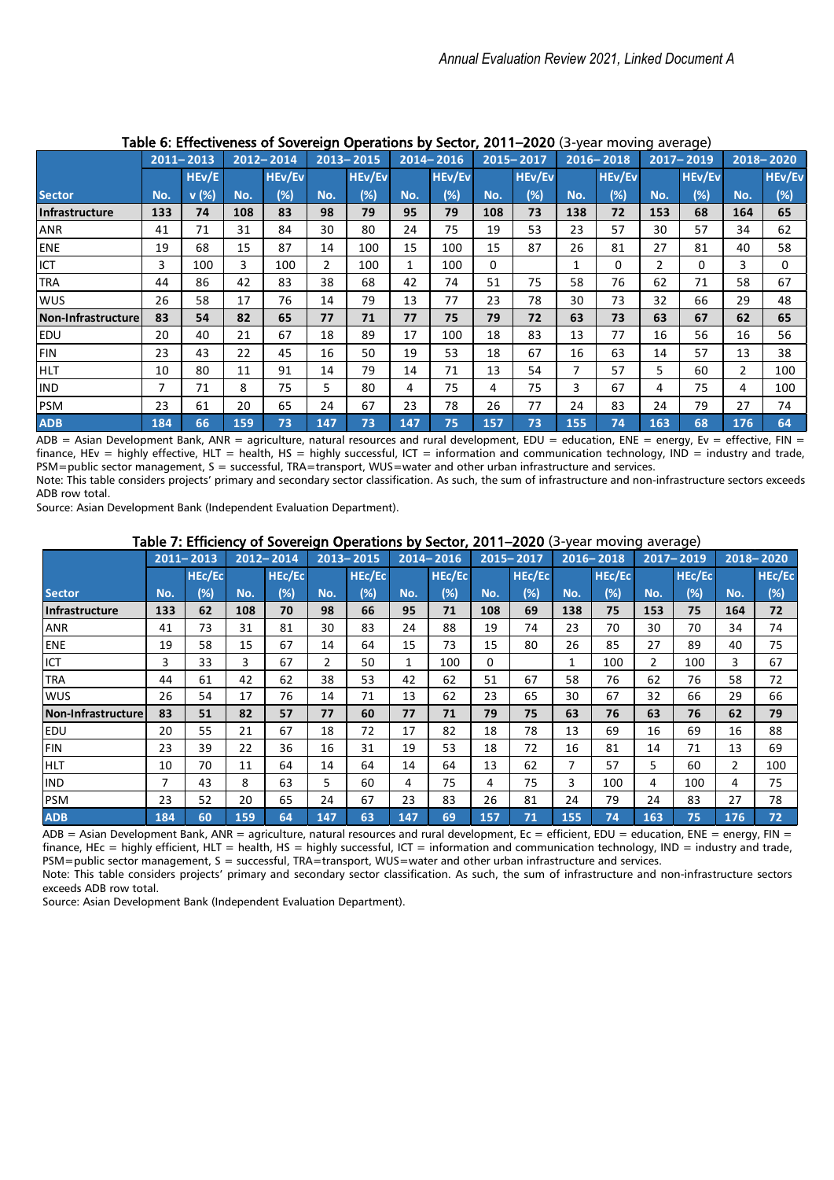**Table 6: Effectiveness of Sovereign Operations by Sector, 2011–2020** (3-year moving average)

| Sector | 2011–2013 | | 2012–2014 | | 2013–2015 | | 2014–2016 | | 2015–2017 | | 2016–2018 | | 2017–2019 | | 2018–2020 | |
|---|---|---|---|---|---|---|---|---|---|---|---|---|---|---|---|---|
| | No. | HEv/Ev (%) | No. | HEv/Ev (%) | No. | HEv/Ev (%) | No. | HEv/Ev (%) | No. | HEv/Ev (%) | No. | HEv/Ev (%) | No. | HEv/Ev (%) | No. | HEv/Ev (%) |
| **Infrastructure** | **133** | **74** | **108** | **83** | **98** | **79** | **95** | **79** | **108** | **73** | **138** | **72** | **153** | **68** | **164** | **65** |
| ANR | 41 | 71 | 31 | 84 | 30 | 80 | 24 | 75 | 19 | 53 | 23 | 57 | 30 | 57 | 34 | 62 |
| ENE | 19 | 68 | 15 | 87 | 14 | 100 | 15 | 100 | 15 | 87 | 26 | 81 | 27 | 81 | 40 | 58 |
| ICT | 3 | 100 | 3 | 100 | 2 | 100 | 1 | 100 | 0 | | 1 | 0 | 2 | 0 | 3 | 0 |
| TRA | 44 | 86 | 42 | 83 | 38 | 68 | 42 | 74 | 51 | 75 | 58 | 76 | 62 | 71 | 58 | 67 |
| WUS | 26 | 58 | 17 | 76 | 14 | 79 | 13 | 77 | 23 | 78 | 30 | 73 | 32 | 66 | 29 | 48 |
| **Non-Infrastructure** | **83** | **54** | **82** | **65** | **77** | **71** | **77** | **75** | **79** | **72** | **63** | **73** | **63** | **67** | **62** | **65** |
| EDU | 20 | 40 | 21 | 67 | 18 | 89 | 17 | 100 | 18 | 83 | 13 | 77 | 16 | 56 | 16 | 56 |
| FIN | 23 | 43 | 22 | 45 | 16 | 50 | 19 | 53 | 18 | 67 | 16 | 63 | 14 | 57 | 13 | 38 |
| HLT | 10 | 80 | 11 | 91 | 14 | 79 | 14 | 71 | 13 | 54 | 7 | 57 | 5 | 60 | 2 | 100 |
| IND | 7 | 71 | 8 | 75 | 5 | 80 | 4 | 75 | 4 | 75 | 3 | 67 | 4 | 75 | 4 | 100 |
| PSM | 23 | 61 | 20 | 65 | 24 | 67 | 23 | 78 | 26 | 77 | 24 | 83 | 24 | 79 | 27 | 74 |
| **ADB** | **184** | **66** | **159** | **73** | **147** | **73** | **147** | **75** | **157** | **73** | **155** | **74** | **163** | **68** | **176** | **64** |

ADB = Asian Development Bank, ANR = agriculture, natural resources and rural development, EDU = education, ENE = energy, Ev = effective, FIN = finance, HEv = highly effective, HLT = health, HS = highly successful, ICT = information and communication technology, IND = industry and trade, PSM=public sector management, S = successful, TRA=transport, WUS=water and other urban infrastructure and services.

Note: This table considers projects' primary and secondary sector classification. As such, the sum of infrastructure and non-infrastructure sectors exceeds ADB row total.

Source: Asian Development Bank (Independent Evaluation Department).

**Table 7: Efficiency of Sovereign Operations by Sector, 2011–2020** (3-year moving average)

| Sector | 2011–2013 | | 2012–2014 | | 2013–2015 | | 2014–2016 | | 2015–2017 | | 2016–2018 | | 2017–2019 | | 2018–2020 | |
|---|---|---|---|---|---|---|---|---|---|---|---|---|---|---|---|---|
| | No. | HEc/Ec (%) | No. | HEc/Ec (%) | No. | HEc/Ec (%) | No. | HEc/Ec (%) | No. | HEc/Ec (%) | No. | HEc/Ec (%) | No. | HEc/Ec (%) | No. | HEc/Ec (%) |
| **Infrastructure** | **133** | **62** | **108** | **70** | **98** | **66** | **95** | **71** | **108** | **69** | **138** | **75** | **153** | **75** | **164** | **72** |
| ANR | 41 | 73 | 31 | 81 | 30 | 83 | 24 | 88 | 19 | 74 | 23 | 70 | 30 | 70 | 34 | 74 |
| ENE | 19 | 58 | 15 | 67 | 14 | 64 | 15 | 73 | 15 | 80 | 26 | 85 | 27 | 89 | 40 | 75 |
| ICT | 3 | 33 | 3 | 67 | 2 | 50 | 1 | 100 | 0 | | 1 | 100 | 2 | 100 | 3 | 67 |
| TRA | 44 | 61 | 42 | 62 | 38 | 53 | 42 | 62 | 51 | 67 | 58 | 76 | 62 | 76 | 58 | 72 |
| WUS | 26 | 54 | 17 | 76 | 14 | 71 | 13 | 62 | 23 | 65 | 30 | 67 | 32 | 66 | 29 | 66 |
| **Non-Infrastructure** | **83** | **51** | **82** | **57** | **77** | **60** | **77** | **71** | **79** | **75** | **63** | **76** | **63** | **76** | **62** | **79** |
| EDU | 20 | 55 | 21 | 67 | 18 | 72 | 17 | 82 | 18 | 78 | 13 | 69 | 16 | 69 | 16 | 88 |
| FIN | 23 | 39 | 22 | 36 | 16 | 31 | 19 | 53 | 18 | 72 | 16 | 81 | 14 | 71 | 13 | 69 |
| HLT | 10 | 70 | 11 | 64 | 14 | 64 | 14 | 64 | 13 | 62 | 7 | 57 | 5 | 60 | 2 | 100 |
| IND | 7 | 43 | 8 | 63 | 5 | 60 | 4 | 75 | 4 | 75 | 3 | 100 | 4 | 100 | 4 | 75 |
| PSM | 23 | 52 | 20 | 65 | 24 | 67 | 23 | 83 | 26 | 81 | 24 | 79 | 24 | 83 | 27 | 78 |
| **ADB** | **184** | **60** | **159** | **64** | **147** | **63** | **147** | **69** | **157** | **71** | **155** | **74** | **163** | **75** | **176** | **72** |

ADB = Asian Development Bank, ANR = agriculture, natural resources and rural development, Ec = efficient, EDU = education, ENE = energy, FIN = finance, HEc = highly efficient, HLT = health, HS = highly successful, ICT = information and communication technology, IND = industry and trade, PSM=public sector management, S = successful, TRA=transport, WUS=water and other urban infrastructure and services.

Note: This table considers projects' primary and secondary sector classification. As such, the sum of infrastructure and non-infrastructure sectors exceeds ADB row total.

Source: Asian Development Bank (Independent Evaluation Department).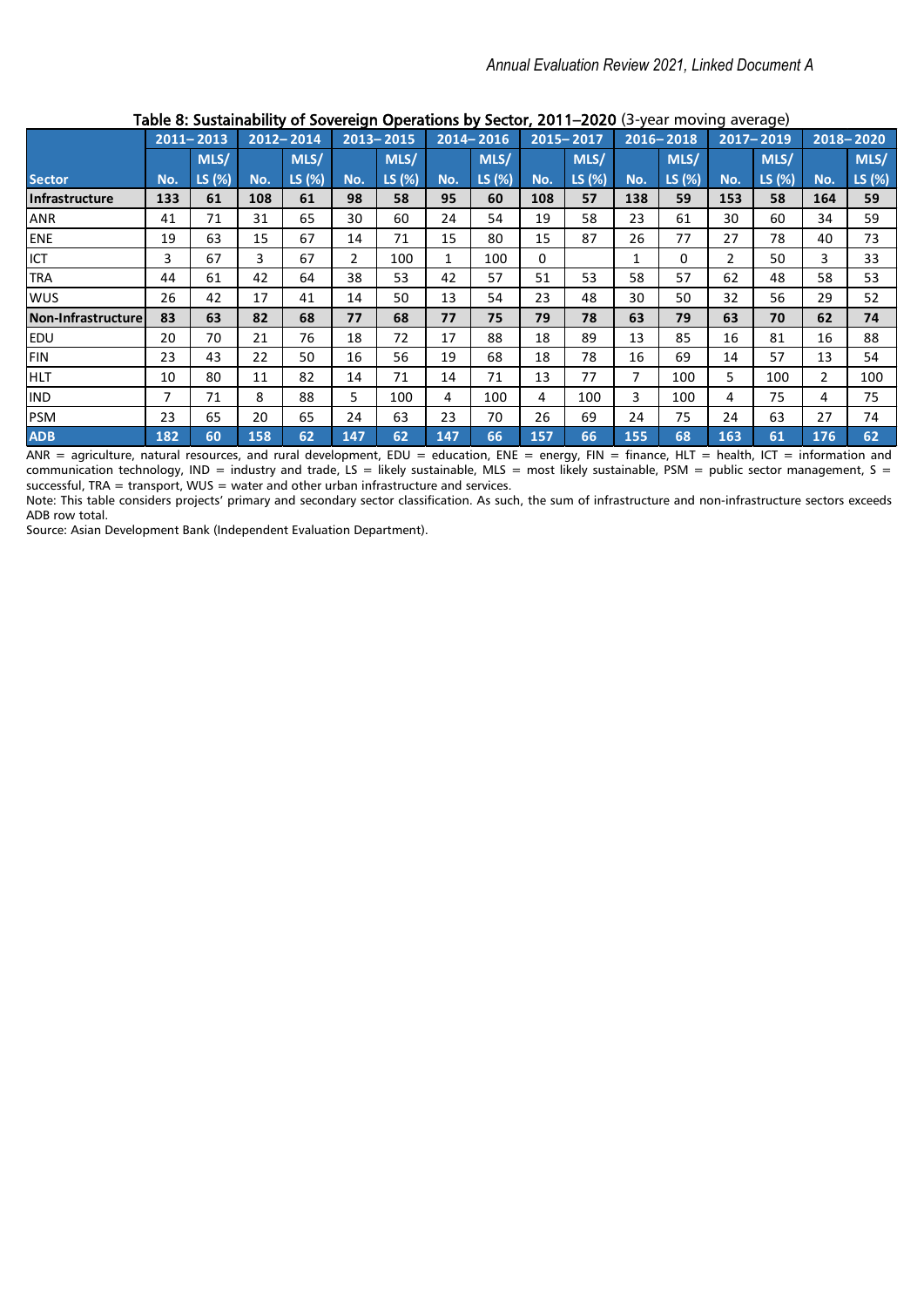**Table 8: Sustainability of Sovereign Operations by Sector, 2011–2020** (3-year moving average)

| Sector | 2011–2013 | | 2012–2014 | | 2013–2015 | | 2014–2016 | | 2015–2017 | | 2016–2018 | | 2017–2019 | | 2018–2020 | |
|---|---|---|---|---|---|---|---|---|---|---|---|---|---|---|---|---|
| | No. | MLS/ LS (%) | No. | MLS/ LS (%) | No. | MLS/ LS (%) | No. | MLS/ LS (%) | No. | MLS/ LS (%) | No. | MLS/ LS (%) | No. | MLS/ LS (%) | No. | MLS/ LS (%) |
| **Infrastructure** | **133** | **61** | **108** | **61** | **98** | **58** | **95** | **60** | **108** | **57** | **138** | **59** | **153** | **58** | **164** | **59** |
| ANR | 41 | 71 | 31 | 65 | 30 | 60 | 24 | 54 | 19 | 58 | 23 | 61 | 30 | 60 | 34 | 59 |
| ENE | 19 | 63 | 15 | 67 | 14 | 71 | 15 | 80 | 15 | 87 | 26 | 77 | 27 | 78 | 40 | 73 |
| ICT | 3 | 67 | 3 | 67 | 2 | 100 | 1 | 100 | 0 | | 1 | 0 | 2 | 50 | 3 | 33 |
| TRA | 44 | 61 | 42 | 64 | 38 | 53 | 42 | 57 | 51 | 53 | 58 | 57 | 62 | 48 | 58 | 53 |
| WUS | 26 | 42 | 17 | 41 | 14 | 50 | 13 | 54 | 23 | 48 | 30 | 50 | 32 | 56 | 29 | 52 |
| **Non-Infrastructure** | **83** | **63** | **82** | **68** | **77** | **68** | **77** | **75** | **79** | **78** | **63** | **79** | **63** | **70** | **62** | **74** |
| EDU | 20 | 70 | 21 | 76 | 18 | 72 | 17 | 88 | 18 | 89 | 13 | 85 | 16 | 81 | 16 | 88 |
| FIN | 23 | 43 | 22 | 50 | 16 | 56 | 19 | 68 | 18 | 78 | 16 | 69 | 14 | 57 | 13 | 54 |
| HLT | 10 | 80 | 11 | 82 | 14 | 71 | 14 | 71 | 13 | 77 | 7 | 100 | 5 | 100 | 2 | 100 |
| IND | 7 | 71 | 8 | 88 | 5 | 100 | 4 | 100 | 4 | 100 | 3 | 100 | 4 | 75 | 4 | 75 |
| PSM | 23 | 65 | 20 | 65 | 24 | 63 | 23 | 70 | 26 | 69 | 24 | 75 | 24 | 63 | 27 | 74 |
| **ADB** | **182** | **60** | **158** | **62** | **147** | **62** | **147** | **66** | **157** | **66** | **155** | **68** | **163** | **61** | **176** | **62** |

ANR = agriculture, natural resources, and rural development, EDU = education, ENE = energy, FIN = finance, HLT = health, ICT = information and communication technology, IND = industry and trade, LS = likely sustainable, MLS = most likely sustainable, PSM = public sector management, S = successful, TRA = transport, WUS = water and other urban infrastructure and services.

Note: This table considers projects' primary and secondary sector classification. As such, the sum of infrastructure and non-infrastructure sectors exceeds ADB row total.

Source: Asian Development Bank (Independent Evaluation Department).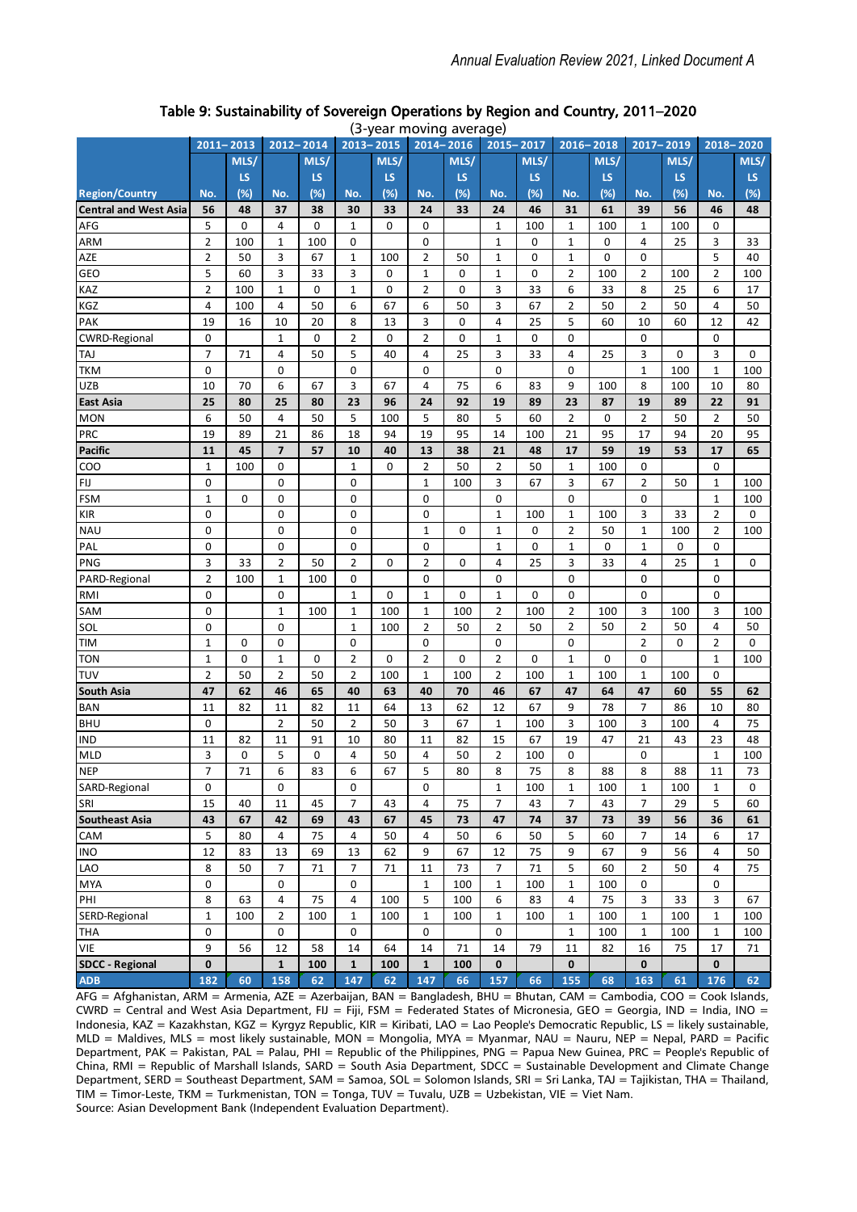## Table 9: Sustainability of Sovereign Operations by Region and Country, 2011–2020

(3-year moving average)

| Region/Country | 2011–2013 | | 2012–2014 | | 2013–2015 | | 2014–2016 | | 2015–2017 | | 2016–2018 | | 2017–2019 | | 2018–2020 | |
|---|---|---|---|---|---|---|---|---|---|---|---|---|---|---|---|---|
| | No. | MLS/LS (%) | No. | MLS/LS (%) | No. | MLS/LS (%) | No. | MLS/LS (%) | No. | MLS/LS (%) | No. | MLS/LS (%) | No. | MLS/LS (%) | No. | MLS/LS (%) |
| **Central and West Asia** | **56** | **48** | **37** | **38** | **30** | **33** | **24** | **33** | **24** | **46** | **31** | **61** | **39** | **56** | **46** | **48** |
| AFG | 5 | 0 | 4 | 0 | 1 | 0 | 0 | | 1 | 100 | 1 | 100 | 1 | 100 | 0 | |
| ARM | 2 | 100 | 1 | 100 | 0 | | 0 | | 1 | 0 | 1 | 0 | 4 | 25 | 3 | 33 |
| AZE | 2 | 50 | 3 | 67 | 1 | 100 | 2 | 50 | 1 | 0 | 1 | 0 | 0 | | 5 | 40 |
| GEO | 5 | 60 | 3 | 33 | 3 | 0 | 1 | 0 | 1 | 0 | 2 | 100 | 2 | 100 | 2 | 100 |
| KAZ | 2 | 100 | 1 | 0 | 1 | 0 | 2 | 0 | 3 | 33 | 6 | 33 | 8 | 25 | 6 | 17 |
| KGZ | 4 | 100 | 4 | 50 | 6 | 67 | 6 | 50 | 3 | 67 | 2 | 50 | 2 | 50 | 4 | 50 |
| PAK | 19 | 16 | 10 | 20 | 8 | 13 | 3 | 0 | 4 | 25 | 5 | 60 | 10 | 60 | 12 | 42 |
| CWRD-Regional | 0 | | 1 | 0 | 2 | 0 | 2 | 0 | 1 | 0 | 0 | | 0 | | 0 | |
| TAJ | 7 | 71 | 4 | 50 | 5 | 40 | 4 | 25 | 3 | 33 | 4 | 25 | 3 | 0 | 3 | 0 |
| TKM | 0 | | 0 | | 0 | | 0 | | 0 | | 0 | | 1 | 100 | 1 | 100 |
| UZB | 10 | 70 | 6 | 67 | 3 | 67 | 4 | 75 | 6 | 83 | 9 | 100 | 8 | 100 | 10 | 80 |
| **East Asia** | **25** | **80** | **25** | **80** | **23** | **96** | **24** | **92** | **19** | **89** | **23** | **87** | **19** | **89** | **22** | **91** |
| MON | 6 | 50 | 4 | 50 | 5 | 100 | 5 | 80 | 5 | 60 | 2 | 0 | 2 | 50 | 2 | 50 |
| PRC | 19 | 89 | 21 | 86 | 18 | 94 | 19 | 95 | 14 | 100 | 21 | 95 | 17 | 94 | 20 | 95 |
| **Pacific** | **11** | **45** | **7** | **57** | **10** | **40** | **13** | **38** | **21** | **48** | **17** | **59** | **19** | **53** | **17** | **65** |
| COO | 1 | 100 | 0 | | 1 | 0 | 2 | 50 | 2 | 50 | 1 | 100 | 0 | | 0 | |
| FIJ | 0 | | 0 | | 0 | | 1 | 100 | 3 | 67 | 3 | 67 | 2 | 50 | 1 | 100 |
| FSM | 1 | 0 | 0 | | 0 | | 0 | | 0 | | 0 | | 0 | | 1 | 100 |
| KIR | 0 | | 0 | | 0 | | 0 | | 1 | 100 | 1 | 100 | 3 | 33 | 2 | 0 |
| NAU | 0 | | 0 | | 0 | | 1 | 0 | 1 | 0 | 2 | 50 | 1 | 100 | 2 | 100 |
| PAL | 0 | | 0 | | 0 | | 0 | | 1 | 0 | 1 | 0 | 1 | 0 | 0 | |
| PNG | 3 | 33 | 2 | 50 | 2 | 0 | 2 | 0 | 4 | 25 | 3 | 33 | 4 | 25 | 1 | 0 |
| PARD-Regional | 2 | 100 | 1 | 100 | 0 | | 0 | | 0 | | 0 | | 0 | | 0 | |
| RMI | 0 | | 0 | | 1 | 0 | 1 | 0 | 1 | 0 | 0 | | 0 | | 0 | |
| SAM | 0 | | 1 | 100 | 1 | 100 | 1 | 100 | 2 | 100 | 2 | 100 | 3 | 100 | 3 | 100 |
| SOL | 0 | | 0 | | 1 | 100 | 2 | 50 | 2 | 50 | 2 | 50 | 2 | 50 | 4 | 50 |
| TIM | 1 | 0 | 0 | | 0 | | 0 | | 0 | | 0 | | 2 | 0 | 2 | 0 |
| TON | 1 | 0 | 1 | 0 | 2 | 0 | 2 | 0 | 2 | 0 | 1 | 0 | 0 | | 1 | 100 |
| TUV | 2 | 50 | 2 | 50 | 2 | 100 | 1 | 100 | 2 | 100 | 1 | 100 | 1 | 100 | 0 | |
| **South Asia** | **47** | **62** | **46** | **65** | **40** | **63** | **40** | **70** | **46** | **67** | **47** | **64** | **47** | **60** | **55** | **62** |
| BAN | 11 | 82 | 11 | 82 | 11 | 64 | 13 | 62 | 12 | 67 | 9 | 78 | 7 | 86 | 10 | 80 |
| BHU | 0 | | 2 | 50 | 2 | 50 | 3 | 67 | 1 | 100 | 3 | 100 | 3 | 100 | 4 | 75 |
| IND | 11 | 82 | 11 | 91 | 10 | 80 | 11 | 82 | 15 | 67 | 19 | 47 | 21 | 43 | 23 | 48 |
| MLD | 3 | 0 | 5 | 0 | 4 | 50 | 4 | 50 | 2 | 100 | 0 | | 0 | | 1 | 100 |
| NEP | 7 | 71 | 6 | 83 | 6 | 67 | 5 | 80 | 8 | 75 | 8 | 88 | 8 | 88 | 11 | 73 |
| SARD-Regional | 0 | | 0 | | 0 | | 0 | | 1 | 100 | 1 | 100 | 1 | 100 | 1 | 0 |
| SRI | 15 | 40 | 11 | 45 | 7 | 43 | 4 | 75 | 7 | 43 | 7 | 43 | 7 | 29 | 5 | 60 |
| **Southeast Asia** | **43** | **67** | **42** | **69** | **43** | **67** | **45** | **73** | **47** | **74** | **37** | **73** | **39** | **56** | **36** | **61** |
| CAM | 5 | 80 | 4 | 75 | 4 | 50 | 4 | 50 | 6 | 50 | 5 | 60 | 7 | 14 | 6 | 17 |
| INO | 12 | 83 | 13 | 69 | 13 | 62 | 9 | 67 | 12 | 75 | 9 | 67 | 9 | 56 | 4 | 50 |
| LAO | 8 | 50 | 7 | 71 | 7 | 71 | 11 | 73 | 7 | 71 | 5 | 60 | 2 | 50 | 4 | 75 |
| MYA | 0 | | 0 | | 0 | | 1 | 100 | 1 | 100 | 1 | 100 | 0 | | 0 | |
| PHI | 8 | 63 | 4 | 75 | 4 | 100 | 5 | 100 | 6 | 83 | 4 | 75 | 3 | 33 | 3 | 67 |
| SERD-Regional | 1 | 100 | 2 | 100 | 1 | 100 | 1 | 100 | 1 | 100 | 1 | 100 | 1 | 100 | 1 | 100 |
| THA | 0 | | 0 | | 0 | | 0 | | 0 | | 1 | 100 | 1 | 100 | 1 | 100 |
| VIE | 9 | 56 | 12 | 58 | 14 | 64 | 14 | 71 | 14 | 79 | 11 | 82 | 16 | 75 | 17 | 71 |
| **SDCC - Regional** | **0** | | **1** | **100** | **1** | **100** | **1** | **100** | **0** | | **0** | | **0** | | **0** | |
| **ADB** | **182** | **60** | **158** | **62** | **147** | **62** | **147** | **66** | **157** | **66** | **155** | **68** | **163** | **61** | **176** | **62** |

AFG = Afghanistan, ARM = Armenia, AZE = Azerbaijan, BAN = Bangladesh, BHU = Bhutan, CAM = Cambodia, COO = Cook Islands, CWRD = Central and West Asia Department, FIJ = Fiji, FSM = Federated States of Micronesia, GEO = Georgia, IND = India, INO = Indonesia, KAZ = Kazakhstan, KGZ = Kyrgyz Republic, KIR = Kiribati, LAO = Lao People's Democratic Republic, LS = likely sustainable, MLD = Maldives, MLS = most likely sustainable, MON = Mongolia, MYA = Myanmar, NAU = Nauru, NEP = Nepal, PARD = Pacific Department, PAK = Pakistan, PAL = Palau, PHI = Republic of the Philippines, PNG = Papua New Guinea, PRC = People's Republic of China, RMI = Republic of Marshall Islands, SARD = South Asia Department, SDCC = Sustainable Development and Climate Change Department, SERD = Southeast Department, SAM = Samoa, SOL = Solomon Islands, SRI = Sri Lanka, TAJ = Tajikistan, THA = Thailand, TIM = Timor-Leste, TKM = Turkmenistan, TON = Tonga, TUV = Tuvalu, UZB = Uzbekistan, VIE = Viet Nam.

Source: Asian Development Bank (Independent Evaluation Department).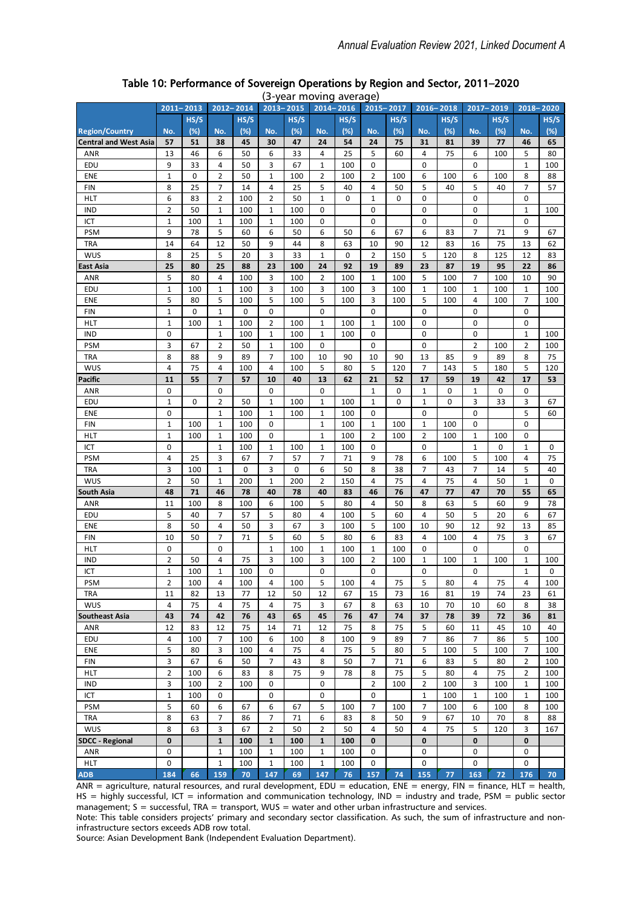## Table 10: Performance of Sovereign Operations by Region and Sector, 2011–2020

(3-year moving average)

| Region/Country | 2011–2013 | | 2012–2014 | | 2013–2015 | | 2014–2016 | | 2015–2017 | | 2016–2018 | | 2017–2019 | | 2018–2020 | |
|---|---|---|---|---|---|---|---|---|---|---|---|---|---|---|---|---|
| | No. | HS/S (%) | No. | HS/S (%) | No. | HS/S (%) | No. | HS/S (%) | No. | HS/S (%) | No. | HS/S (%) | No. | HS/S (%) | No. | HS/S (%) |
| **Central and West Asia** | **57** | **51** | **38** | **45** | **30** | **47** | **24** | **54** | **24** | **75** | **31** | **81** | **39** | **77** | **46** | **65** |
| ANR | 13 | 46 | 6 | 50 | 6 | 33 | 4 | 25 | 5 | 60 | 4 | 75 | 6 | 100 | 5 | 80 |
| EDU | 9 | 33 | 4 | 50 | 3 | 67 | 1 | 100 | 0 | | 0 | | 0 | | 1 | 100 |
| ENE | 1 | 0 | 2 | 50 | 1 | 100 | 2 | 100 | 2 | 100 | 6 | 100 | 6 | 100 | 8 | 88 |
| FIN | 8 | 25 | 7 | 14 | 4 | 25 | 5 | 40 | 4 | 50 | 5 | 40 | 5 | 40 | 7 | 57 |
| HLT | 6 | 83 | 2 | 100 | 2 | 50 | 1 | 0 | 1 | 0 | 0 | | 0 | | 0 | |
| IND | 2 | 50 | 1 | 100 | 1 | 100 | 0 | | 0 | | 0 | | 0 | | 1 | 100 |
| ICT | 1 | 100 | 1 | 100 | 1 | 100 | 0 | | 0 | | 0 | | 0 | | 0 | |
| PSM | 9 | 78 | 5 | 60 | 6 | 50 | 6 | 50 | 6 | 67 | 6 | 83 | 7 | 71 | 9 | 67 |
| TRA | 14 | 64 | 12 | 50 | 9 | 44 | 8 | 63 | 10 | 90 | 12 | 83 | 16 | 75 | 13 | 62 |
| WUS | 8 | 25 | 5 | 20 | 3 | 33 | 1 | 0 | 2 | 150 | 5 | 120 | 8 | 125 | 12 | 83 |
| **East Asia** | **25** | **80** | **25** | **88** | **23** | **100** | **24** | **92** | **19** | **89** | **23** | **87** | **19** | **95** | **22** | **86** |
| ANR | 5 | 80 | 4 | 100 | 3 | 100 | 2 | 100 | 1 | 100 | 5 | 100 | 7 | 100 | 10 | 90 |
| EDU | 1 | 100 | 1 | 100 | 3 | 100 | 3 | 100 | 3 | 100 | 1 | 100 | 1 | 100 | 1 | 100 |
| ENE | 5 | 80 | 5 | 100 | 5 | 100 | 5 | 100 | 3 | 100 | 5 | 100 | 4 | 100 | 7 | 100 |
| FIN | 1 | 0 | 1 | 0 | 0 | | 0 | | 0 | | 0 | | 0 | | 0 | |
| HLT | 1 | 100 | 1 | 100 | 2 | 100 | 1 | 100 | 1 | 100 | 0 | | 0 | | 0 | |
| IND | 0 | | 1 | 100 | 1 | 100 | 1 | 100 | 0 | | 0 | | 0 | | 1 | 100 |
| PSM | 3 | 67 | 2 | 50 | 1 | 100 | 0 | | 0 | | 0 | | 2 | 100 | 2 | 100 |
| TRA | 8 | 88 | 9 | 89 | 7 | 100 | 10 | 90 | 10 | 90 | 13 | 85 | 9 | 89 | 8 | 75 |
| WUS | 4 | 75 | 4 | 100 | 4 | 100 | 5 | 80 | 5 | 120 | 7 | 143 | 5 | 180 | 5 | 120 |
| **Pacific** | **11** | **55** | **7** | **57** | **10** | **40** | **13** | **62** | **21** | **52** | **17** | **59** | **19** | **42** | **17** | **53** |
| ANR | 0 | | 0 | | 0 | | 0 | | 1 | 0 | 1 | 0 | 1 | 0 | 0 | |
| EDU | 1 | 0 | 2 | 50 | 1 | 100 | 1 | 100 | 1 | 0 | 1 | 0 | 3 | 33 | 3 | 67 |
| ENE | 0 | | 1 | 100 | 1 | 100 | 1 | 100 | 0 | | 0 | | 0 | | 5 | 60 |
| FIN | 1 | 100 | 1 | 100 | 0 | | 1 | 100 | 1 | 100 | 1 | 100 | 0 | | 0 | |
| HLT | 1 | 100 | 1 | 100 | 0 | | 1 | 100 | 2 | 100 | 2 | 100 | 1 | 100 | 0 | |
| ICT | 0 | | 1 | 100 | 1 | 100 | 1 | 100 | 0 | | 0 | | 1 | 0 | 1 | 0 |
| PSM | 4 | 25 | 3 | 67 | 7 | 57 | 7 | 71 | 9 | 78 | 6 | 100 | 5 | 100 | 4 | 75 |
| TRA | 3 | 100 | 1 | 0 | 3 | 0 | 6 | 50 | 8 | 38 | 7 | 43 | 7 | 14 | 5 | 40 |
| WUS | 2 | 50 | 1 | 200 | 1 | 200 | 2 | 150 | 4 | 75 | 4 | 75 | 4 | 50 | 1 | 0 |
| **South Asia** | **48** | **71** | **46** | **78** | **40** | **78** | **40** | **83** | **46** | **76** | **47** | **77** | **47** | **70** | **55** | **65** |
| ANR | 11 | 100 | 8 | 100 | 6 | 100 | 5 | 80 | 4 | 50 | 8 | 63 | 5 | 60 | 9 | 78 |
| EDU | 5 | 40 | 7 | 57 | 5 | 80 | 4 | 100 | 5 | 60 | 4 | 50 | 5 | 20 | 6 | 67 |
| ENE | 8 | 50 | 4 | 50 | 3 | 67 | 3 | 100 | 5 | 100 | 10 | 90 | 12 | 92 | 13 | 85 |
| FIN | 10 | 50 | 7 | 71 | 5 | 60 | 5 | 80 | 6 | 83 | 4 | 100 | 4 | 75 | 3 | 67 |
| HLT | 0 | | 0 | | 1 | 100 | 1 | 100 | 1 | 100 | 0 | | 0 | | 0 | |
| IND | 2 | 50 | 4 | 75 | 3 | 100 | 3 | 100 | 2 | 100 | 1 | 100 | 1 | 100 | 1 | 100 |
| ICT | 1 | 100 | 1 | 100 | 0 | | 0 | | 0 | | 0 | | 0 | | 1 | 0 |
| PSM | 2 | 100 | 4 | 100 | 4 | 100 | 5 | 100 | 4 | 75 | 5 | 80 | 4 | 75 | 4 | 100 |
| TRA | 11 | 82 | 13 | 77 | 12 | 50 | 12 | 67 | 15 | 73 | 16 | 81 | 19 | 74 | 23 | 61 |
| WUS | 4 | 75 | 4 | 75 | 4 | 75 | 3 | 67 | 8 | 63 | 10 | 70 | 10 | 60 | 8 | 38 |
| **Southeast Asia** | **43** | **74** | **42** | **76** | **43** | **65** | **45** | **76** | **47** | **74** | **37** | **78** | **39** | **72** | **36** | **81** |
| ANR | 12 | 83 | 12 | 75 | 14 | 71 | 12 | 75 | 8 | 75 | 5 | 60 | 11 | 45 | 10 | 40 |
| EDU | 4 | 100 | 7 | 100 | 6 | 100 | 8 | 100 | 9 | 89 | 7 | 86 | 7 | 86 | 5 | 100 |
| ENE | 5 | 80 | 3 | 100 | 4 | 75 | 4 | 75 | 5 | 80 | 5 | 100 | 5 | 100 | 7 | 100 |
| FIN | 3 | 67 | 6 | 50 | 7 | 43 | 8 | 50 | 7 | 71 | 6 | 83 | 5 | 80 | 2 | 100 |
| HLT | 2 | 100 | 6 | 83 | 8 | 75 | 9 | 78 | 8 | 75 | 5 | 80 | 4 | 75 | 2 | 100 |
| IND | 3 | 100 | 2 | 100 | 0 | | 0 | | 2 | 100 | 2 | 100 | 3 | 100 | 1 | 100 |
| ICT | 1 | 100 | 0 | | 0 | | 0 | | 0 | | 1 | 100 | 1 | 100 | 1 | 100 |
| PSM | 5 | 60 | 6 | 67 | 6 | 67 | 5 | 100 | 7 | 100 | 7 | 100 | 6 | 100 | 8 | 100 |
| TRA | 8 | 63 | 7 | 86 | 7 | 71 | 6 | 83 | 8 | 50 | 9 | 67 | 10 | 70 | 8 | 88 |
| WUS | 8 | 63 | 3 | 67 | 2 | 50 | 2 | 50 | 4 | 50 | 4 | 75 | 5 | 120 | 3 | 167 |
| **SDCC - Regional** | **0** | | **1** | **100** | **1** | **100** | **1** | **100** | **0** | | **0** | | **0** | | **0** | |
| ANR | 0 | | 1 | 100 | 1 | 100 | 1 | 100 | 0 | | 0 | | 0 | | 0 | |
| HLT | 0 | | 1 | 100 | 1 | 100 | 1 | 100 | 0 | | 0 | | 0 | | 0 | |
| **ADB** | **184** | **66** | **159** | **70** | **147** | **69** | **147** | **76** | **157** | **74** | **155** | **77** | **163** | **72** | **176** | **70** |

ANR = agriculture, natural resources, and rural development, EDU = education, ENE = energy, FIN = finance, HLT = health, HS = highly successful, ICT = information and communication technology, IND = industry and trade, PSM = public sector management; S = successful, TRA = transport, WUS = water and other urban infrastructure and services.

Note: This table considers projects' primary and secondary sector classification. As such, the sum of infrastructure and non-infrastructure sectors exceeds ADB row total.

Source: Asian Development Bank (Independent Evaluation Department).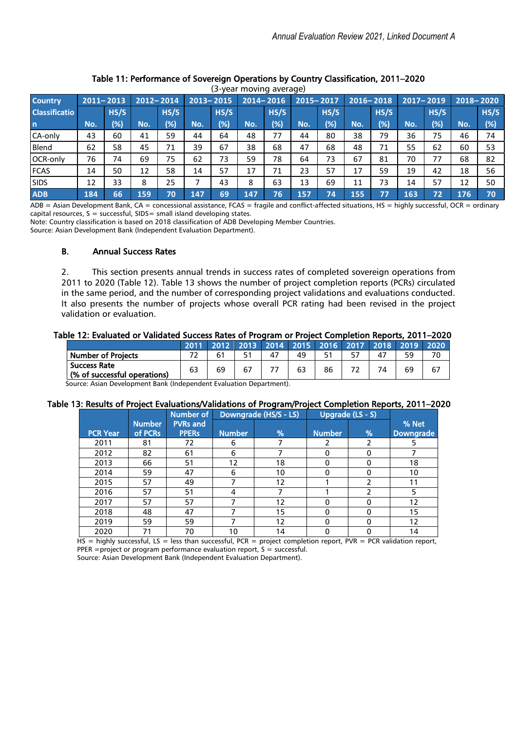**Table 11: Performance of Sovereign Operations by Country Classification, 2011–2020**
(3-year moving average)

| Country Classification | 2011–2013 | | 2012–2014 | | 2013–2015 | | 2014–2016 | | 2015–2017 | | 2016–2018 | | 2017–2019 | | 2018–2020 | |
|---|---|---|---|---|---|---|---|---|---|---|---|---|---|---|---|---|
| | No. | HS/S (%) | No. | HS/S (%) | No. | HS/S (%) | No. | HS/S (%) | No. | HS/S (%) | No. | HS/S (%) | No. | HS/S (%) | No. | HS/S (%) |
| CA-only | 43 | 60 | 41 | 59 | 44 | 64 | 48 | 77 | 44 | 80 | 38 | 79 | 36 | 75 | 46 | 74 |
| Blend | 62 | 58 | 45 | 71 | 39 | 67 | 38 | 68 | 47 | 68 | 48 | 71 | 55 | 62 | 60 | 53 |
| OCR-only | 76 | 74 | 69 | 75 | 62 | 73 | 59 | 78 | 64 | 73 | 67 | 81 | 70 | 77 | 68 | 82 |
| FCAS | 14 | 50 | 12 | 58 | 14 | 57 | 17 | 71 | 23 | 57 | 17 | 59 | 19 | 42 | 18 | 56 |
| SIDS | 12 | 33 | 8 | 25 | 7 | 43 | 8 | 63 | 13 | 69 | 11 | 73 | 14 | 57 | 12 | 50 |
| ADB | 184 | 66 | 159 | 70 | 147 | 69 | 147 | 76 | 157 | 74 | 155 | 77 | 163 | 72 | 176 | 70 |

ADB = Asian Development Bank, CA = concessional assistance, FCAS = fragile and conflict-affected situations, HS = highly successful, OCR = ordinary capital resources, S = successful, SIDS= small island developing states.
Note: Country classification is based on 2018 classification of ADB Developing Member Countries.
Source: Asian Development Bank (Independent Evaluation Department).

### B. Annual Success Rates

2. This section presents annual trends in success rates of completed sovereign operations from 2011 to 2020 (Table 12). Table 13 shows the number of project completion reports (PCRs) circulated in the same period, and the number of corresponding project validations and evaluations conducted. It also presents the number of projects whose overall PCR rating had been revised in the project validation or evaluation.

**Table 12: Evaluated or Validated Success Rates of Program or Project Completion Reports, 2011–2020**

| | 2011 | 2012 | 2013 | 2014 | 2015 | 2016 | 2017 | 2018 | 2019 | 2020 |
|---|---|---|---|---|---|---|---|---|---|---|
| Number of Projects | 72 | 61 | 51 | 47 | 49 | 51 | 57 | 47 | 59 | 70 |
| Success Rate (% of successful operations) | 63 | 69 | 67 | 77 | 63 | 86 | 72 | 74 | 69 | 67 |

Source: Asian Development Bank (Independent Evaluation Department).

**Table 13: Results of Project Evaluations/Validations of Program/Project Completion Reports, 2011–2020**

| PCR Year | Number of PCRs | Number of PVRs and PPERs | Downgrade (HS/S - LS) | | Upgrade (LS - S) | | % Net Downgrade |
|---|---|---|---|---|---|---|---|
| | | | Number | % | Number | % | |
| 2011 | 81 | 72 | 6 | 7 | 2 | 2 | 5 |
| 2012 | 82 | 61 | 6 | 7 | 0 | 0 | 7 |
| 2013 | 66 | 51 | 12 | 18 | 0 | 0 | 18 |
| 2014 | 59 | 47 | 6 | 10 | 0 | 0 | 10 |
| 2015 | 57 | 49 | 7 | 12 | 1 | 2 | 11 |
| 2016 | 57 | 51 | 4 | 7 | 1 | 2 | 5 |
| 2017 | 57 | 57 | 7 | 12 | 0 | 0 | 12 |
| 2018 | 48 | 47 | 7 | 15 | 0 | 0 | 15 |
| 2019 | 59 | 59 | 7 | 12 | 0 | 0 | 12 |
| 2020 | 71 | 70 | 10 | 14 | 0 | 0 | 14 |

HS = highly successful, LS = less than successful, PCR = project completion report, PVR = PCR validation report, PPER =project or program performance evaluation report, S = successful.
Source: Asian Development Bank (Independent Evaluation Department).